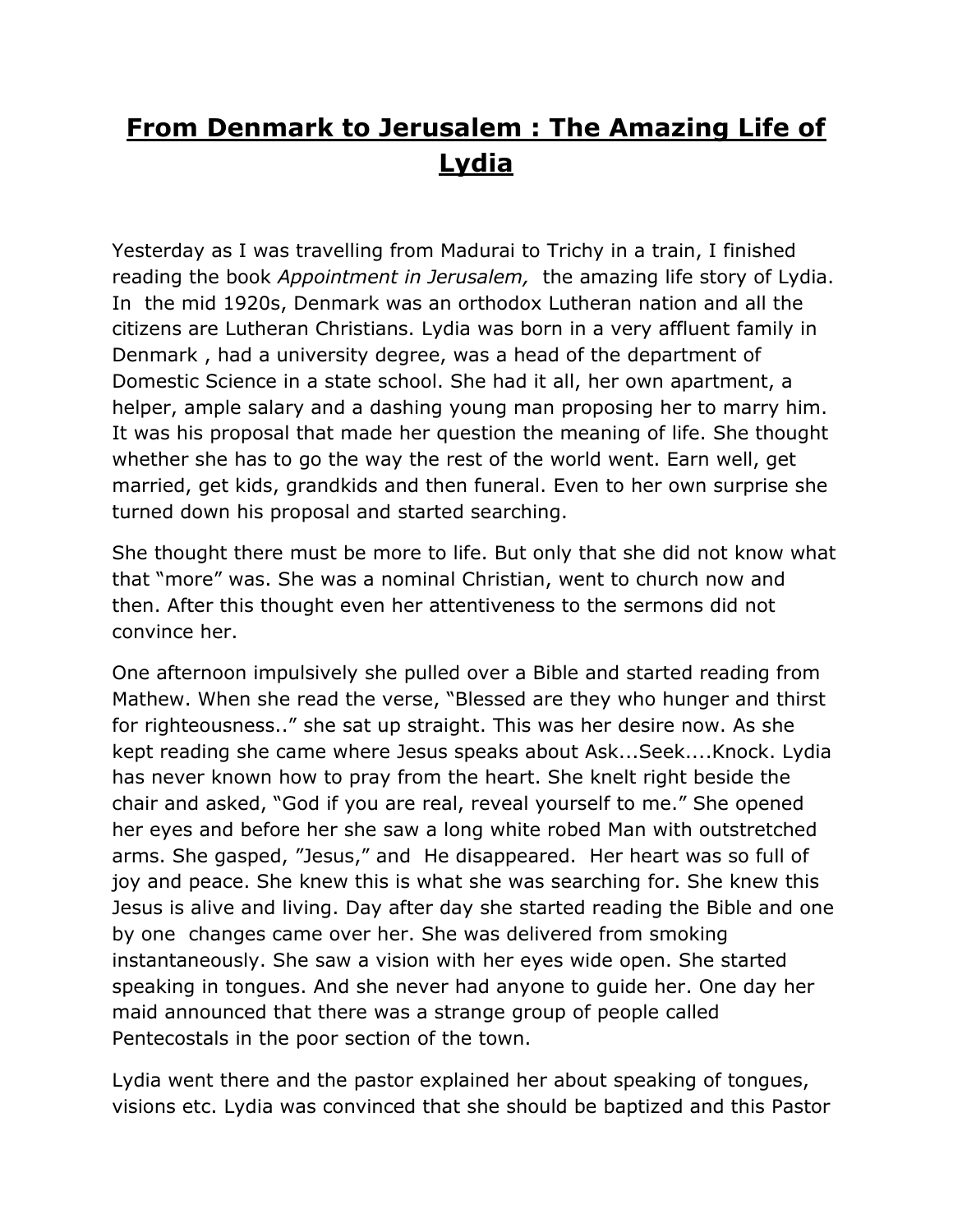# **From Denmark to Jerusalem : The Amazing Life of Lydia**

Yesterday as I was travelling from Madurai to Trichy in a train, I finished reading the book *Appointment in Jerusalem,* the amazing life story of Lydia. In the mid 1920s, Denmark was an orthodox Lutheran nation and all the citizens are Lutheran Christians. Lydia was born in a very affluent family in Denmark , had a university degree, was a head of the department of Domestic Science in a state school. She had it all, her own apartment, a helper, ample salary and a dashing young man proposing her to marry him. It was his proposal that made her question the meaning of life. She thought whether she has to go the way the rest of the world went. Earn well, get married, get kids, grandkids and then funeral. Even to her own surprise she turned down his proposal and started searching.

She thought there must be more to life. But only that she did not know what that "more" was. She was a nominal Christian, went to church now and then. After this thought even her attentiveness to the sermons did not convince her.

One afternoon impulsively she pulled over a Bible and started reading from Mathew. When she read the verse, "Blessed are they who hunger and thirst for righteousness.." she sat up straight. This was her desire now. As she kept reading she came where Jesus speaks about Ask...Seek....Knock. Lydia has never known how to pray from the heart. She knelt right beside the chair and asked, "God if you are real, reveal yourself to me." She opened her eyes and before her she saw a long white robed Man with outstretched arms. She gasped, "Jesus," and He disappeared. Her heart was so full of joy and peace. She knew this is what she was searching for. She knew this Jesus is alive and living. Day after day she started reading the Bible and one by one changes came over her. She was delivered from smoking instantaneously. She saw a vision with her eyes wide open. She started speaking in tongues. And she never had anyone to guide her. One day her maid announced that there was a strange group of people called Pentecostals in the poor section of the town.

Lydia went there and the pastor explained her about speaking of tongues, visions etc. Lydia was convinced that she should be baptized and this Pastor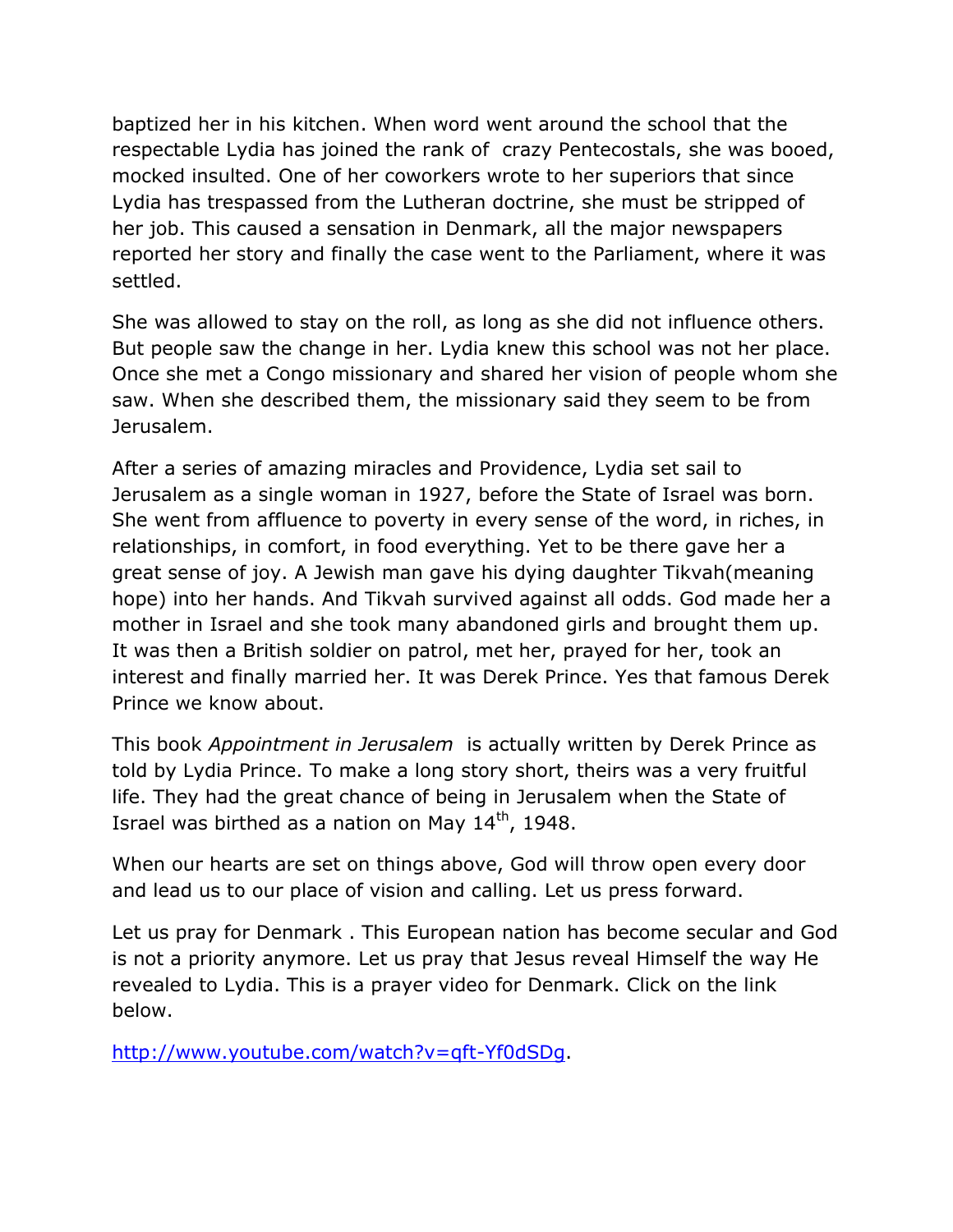baptized her in his kitchen. When word went around the school that the respectable Lydia has joined the rank of crazy Pentecostals, she was booed, mocked insulted. One of her coworkers wrote to her superiors that since Lydia has trespassed from the Lutheran doctrine, she must be stripped of her job. This caused a sensation in Denmark, all the major newspapers reported her story and finally the case went to the Parliament, where it was settled.

She was allowed to stay on the roll, as long as she did not influence others. But people saw the change in her. Lydia knew this school was not her place. Once she met a Congo missionary and shared her vision of people whom she saw. When she described them, the missionary said they seem to be from Jerusalem.

After a series of amazing miracles and Providence, Lydia set sail to Jerusalem as a single woman in 1927, before the State of Israel was born. She went from affluence to poverty in every sense of the word, in riches, in relationships, in comfort, in food everything. Yet to be there gave her a great sense of joy. A Jewish man gave his dying daughter Tikvah(meaning hope) into her hands. And Tikvah survived against all odds. God made her a mother in Israel and she took many abandoned girls and brought them up. It was then a British soldier on patrol, met her, prayed for her, took an interest and finally married her. It was Derek Prince. Yes that famous Derek Prince we know about.

This book *Appointment in Jerusalem* is actually written by Derek Prince as told by Lydia Prince. To make a long story short, theirs was a very fruitful life. They had the great chance of being in Jerusalem when the State of Israel was birthed as a nation on May 14th, 1948.

When our hearts are set on things above, God will throw open every door and lead us to our place of vision and calling. Let us press forward.

Let us pray for Denmark . This European nation has become secular and God is not a priority anymore. Let us pray that Jesus reveal Himself the way He revealed to Lydia. This is a prayer video for Denmark. Click on the link below.

http://www.youtube.com/watch?v=qft-Yf0dSDg.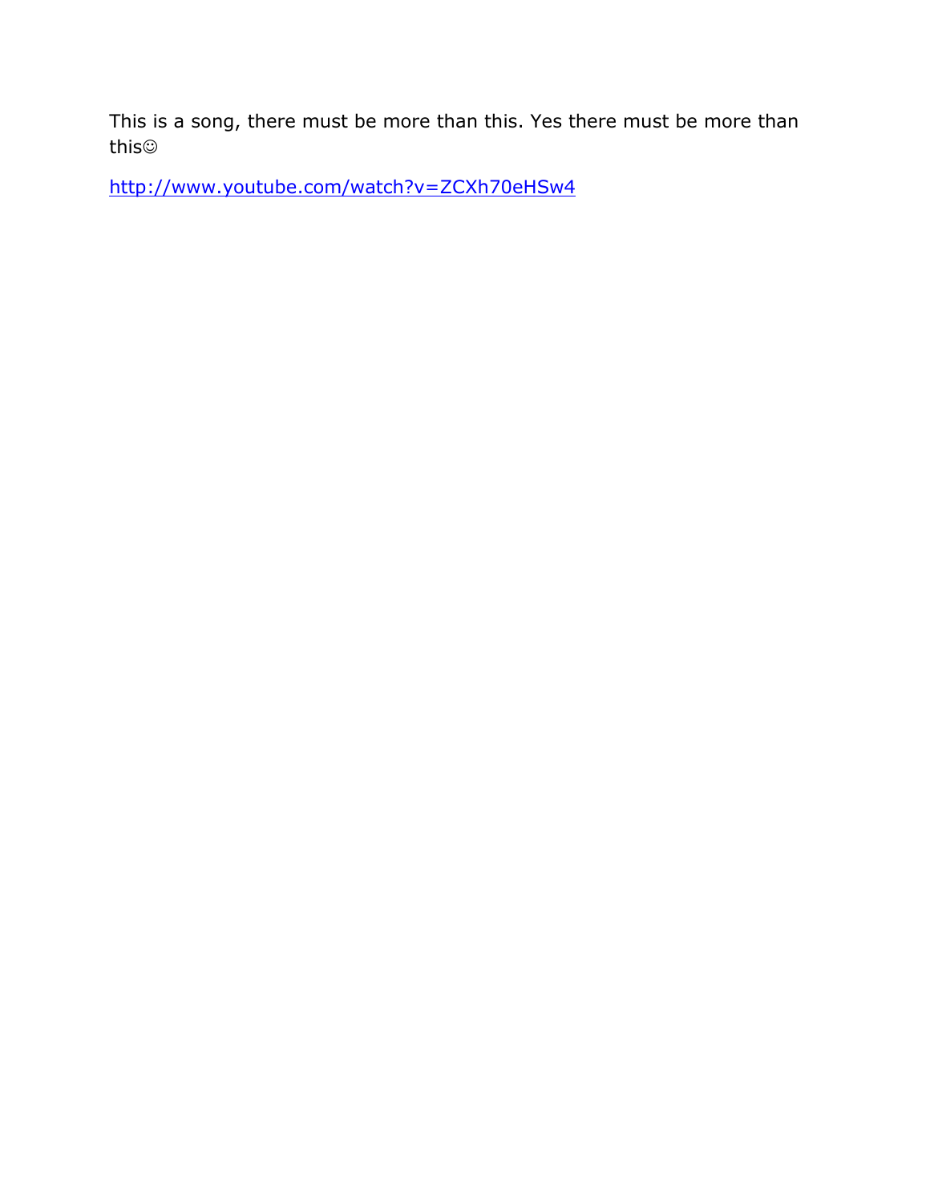This is a song, there must be more than this. Yes there must be more than this☺

http://www.youtube.com/watch?v=ZCXh70eHSw4